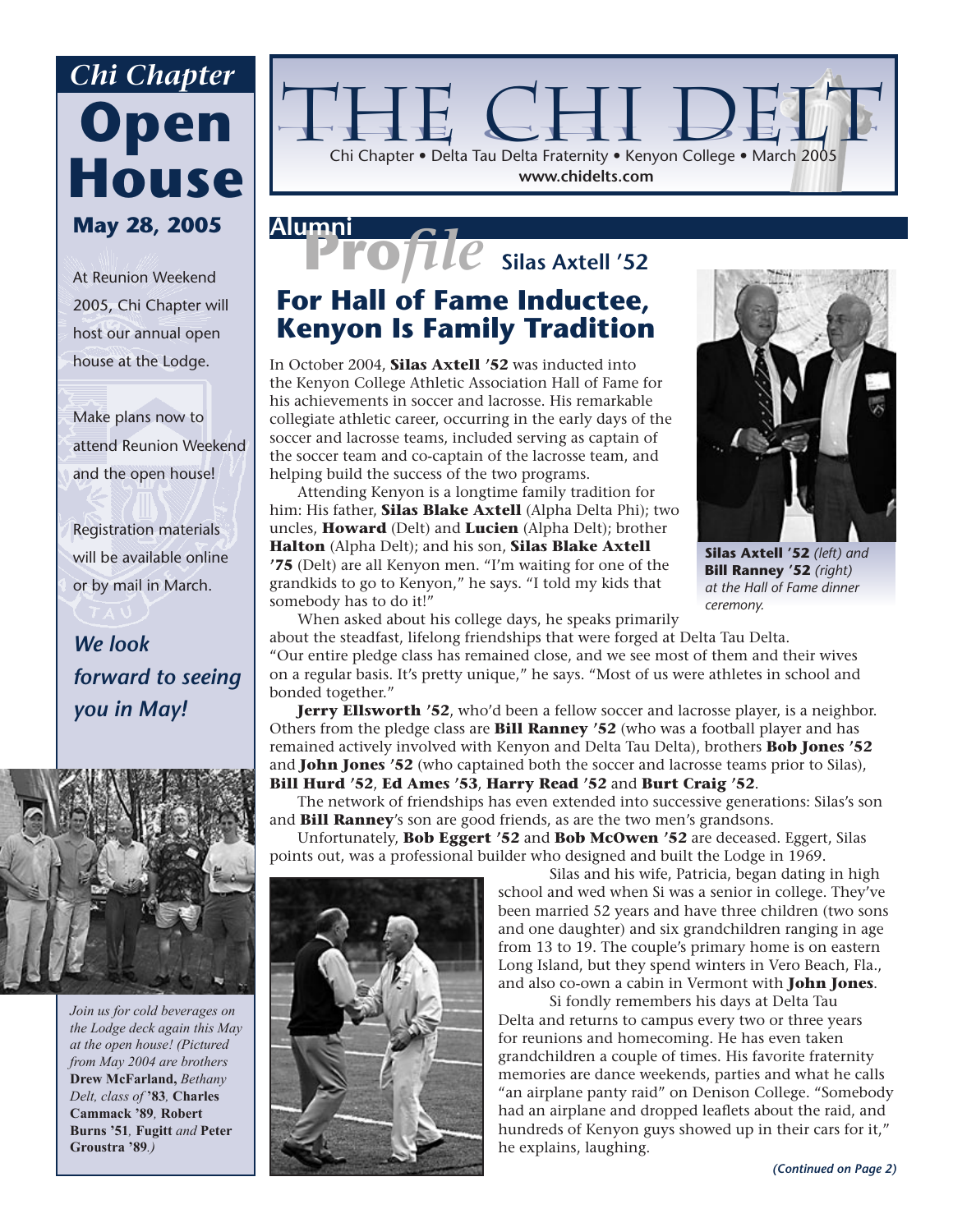# THE CHI DELT

Chi Chapter • Delta Tau Delta Fraternity • Kenyon College • March 2005

www.chidelts.com

## *Chi Chapter* Open House

### May 28, 2005

At Reunion Weekend 2005, Chi Chapter will host our annual open house at the Lodge.

Make plans now to attend Reunion Weekend and the open house!

Registration materials will be available online or by mail in March.

***We look forward to seeing you in May!***

*Join us for cold beverages on the Lodge deck again this May at the open house! (Pictured from May 2004 are brothers* **Drew McFarland,** *Bethany Delt, class of* **'83**, **Charles Cammack '89**, **Robert Burns '51**, **Fugitt** *and* **Peter Groustra '89**.*)*

## Alumni *Profile* Silas Axtell '52

## For Hall of Fame Inductee, Kenyon Is Family Tradition

In October 2004, **Silas Axtell '52** was inducted into the Kenyon College Athletic Association Hall of Fame for his achievements in soccer and lacrosse. His remarkable collegiate athletic career, occurring in the early days of the soccer and lacrosse teams, included serving as captain of the soccer team and co-captain of the lacrosse team, and helping build the success of the two programs.

Attending Kenyon is a longtime family tradition for him: His father, **Silas Blake Axtell** (Alpha Delta Phi); two uncles, **Howard** (Delt) and **Lucien** (Alpha Delt); brother **Halton** (Alpha Delt); and his son, **Silas Blake Axtell '75** (Delt) are all Kenyon men. "I'm waiting for one of the grandkids to go to Kenyon," he says. "I told my kids that somebody has to do it!"

**Silas Axtell '52** *(left) and* **Bill Ranney '52** *(right) at the Hall of Fame dinner ceremony.*

When asked about his college days, he speaks primarily about the steadfast, lifelong friendships that were forged at Delta Tau Delta. "Our entire pledge class has remained close, and we see most of them and their wives on a regular basis. It's pretty unique," he says. "Most of us were athletes in school and bonded together."

**Jerry Ellsworth '52**, who'd been a fellow soccer and lacrosse player, is a neighbor. Others from the pledge class are **Bill Ranney '52** (who was a football player and has remained actively involved with Kenyon and Delta Tau Delta), brothers **Bob Jones '52** and **John Jones '52** (who captained both the soccer and lacrosse teams prior to Silas), **Bill Hurd '52**, **Ed Ames '53**, **Harry Read '52** and **Burt Craig '52**.

The network of friendships has even extended into successive generations: Silas's son and **Bill Ranney**'s son are good friends, as are the two men's grandsons.

Unfortunately, **Bob Eggert '52** and **Bob McOwen '52** are deceased. Eggert, Silas points out, was a professional builder who designed and built the Lodge in 1969.

Silas and his wife, Patricia, began dating in high school and wed when Si was a senior in college. They've been married 52 years and have three children (two sons and one daughter) and six grandchildren ranging in age from 13 to 19. The couple's primary home is on eastern Long Island, but they spend winters in Vero Beach, Fla., and also co-own a cabin in Vermont with **John Jones**.

Si fondly remembers his days at Delta Tau Delta and returns to campus every two or three years for reunions and homecoming. He has even taken grandchildren a couple of times. His favorite fraternity memories are dance weekends, parties and what he calls "an airplane panty raid" on Denison College. "Somebody had an airplane and dropped leaflets about the raid, and hundreds of Kenyon guys showed up in their cars for it," he explains, laughing.

*(Continued on Page 2)*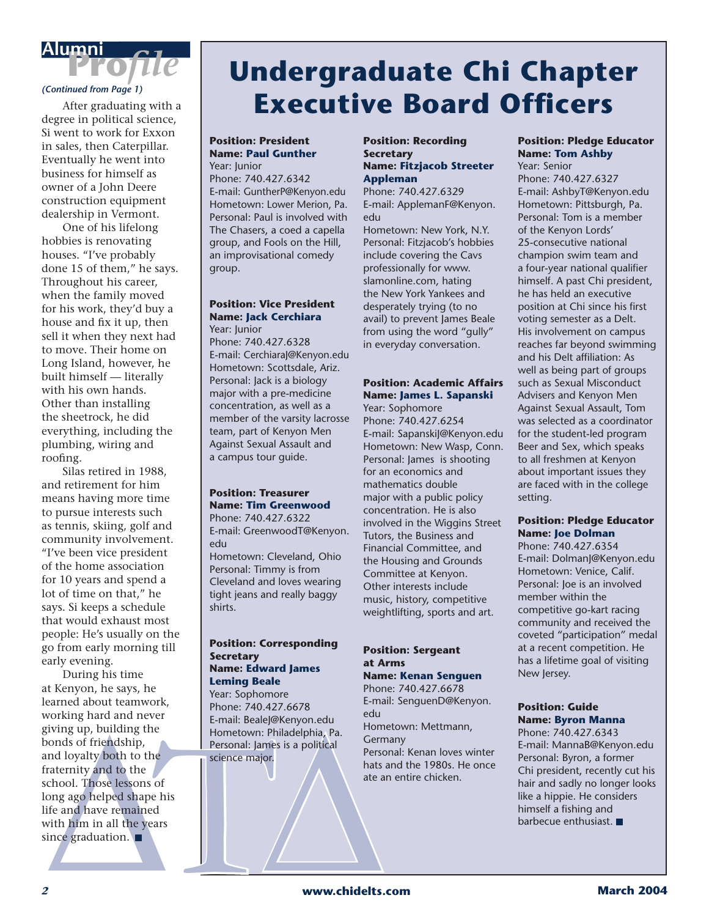## Alumni Profile

*(Continued from Page 1)*

After graduating with a degree in political science, Si went to work for Exxon in sales, then Caterpillar. Eventually he went into business for himself as owner of a John Deere construction equipment dealership in Vermont.

One of his lifelong hobbies is renovating houses. "I've probably done 15 of them," he says. Throughout his career, when the family moved for his work, they'd buy a house and fix it up, then sell it when they next had to move. Their home on Long Island, however, he built himself — literally with his own hands. Other than installing the sheetrock, he did everything, including the plumbing, wiring and roofing.

Silas retired in 1988, and retirement for him means having more time to pursue interests such as tennis, skiing, golf and community involvement. "I've been vice president of the home association for 10 years and spend a lot of time on that," he says. Si keeps a schedule that would exhaust most people: He's usually on the go from early morning till early evening.

During his time at Kenyon, he says, he learned about teamwork, working hard and never giving up, building the bonds of friendship, and loyalty both to the fraternity and to the school. Those lessons of long ago helped shape his life and have remained with him in all the years since graduation. ■

# Undergraduate Chi Chapter Executive Board Officers

**Position: President**
**Name: Paul Gunther**
Year: Junior
Phone: 740.427.6342
E-mail: GuntherP@Kenyon.edu
Hometown: Lower Merion, Pa.
Personal: Paul is involved with The Chasers, a coed a capella group, and Fools on the Hill, an improvisational comedy group.

**Position: Vice President**
**Name: Jack Cerchiara**
Year: Junior
Phone: 740.427.6328
E-mail: CerchiaraJ@Kenyon.edu
Hometown: Scottsdale, Ariz.
Personal: Jack is a biology major with a pre-medicine concentration, as well as a member of the varsity lacrosse team, part of Kenyon Men Against Sexual Assault and a campus tour guide.

**Position: Treasurer**
**Name: Tim Greenwood**
Phone: 740.427.6322
E-mail: GreenwoodT@Kenyon.edu
Hometown: Cleveland, Ohio
Personal: Timmy is from Cleveland and loves wearing tight jeans and really baggy shirts.

**Position: Corresponding Secretary**
**Name: Edward James Leming Beale**
Year: Sophomore
Phone: 740.427.6678
E-mail: BealeJ@Kenyon.edu
Hometown: Philadelphia, Pa.
Personal: James is a political science major.

**Position: Recording Secretary**
**Name: Fitzjacob Streeter Appleman**
Phone: 740.427.6329
E-mail: ApplemanF@Kenyon.edu
Hometown: New York, N.Y.
Personal: Fitzjacob's hobbies include covering the Cavs professionally for www.slamonline.com, hating the New York Yankees and desperately trying (to no avail) to prevent James Beale from using the word "gully" in everyday conversation.

**Position: Academic Affairs**
**Name: James L. Sapanski**
Year: Sophomore
Phone: 740.427.6254
E-mail: SapanskiJ@Kenyon.edu
Hometown: New Wasp, Conn.
Personal: James is shooting for an economics and mathematics double major with a public policy concentration. He is also involved in the Wiggins Street Tutors, the Business and Financial Committee, and the Housing and Grounds Committee at Kenyon. Other interests include music, history, competitive weightlifting, sports and art.

**Position: Sergeant at Arms**
**Name: Kenan Senguen**
Phone: 740.427.6678
E-mail: SenguenD@Kenyon.edu
Hometown: Mettmann, Germany
Personal: Kenan loves winter hats and the 1980s. He once ate an entire chicken.

**Position: Pledge Educator**
**Name: Tom Ashby**
Year: Senior
Phone: 740.427.6327
E-mail: AshbyT@Kenyon.edu
Hometown: Pittsburgh, Pa.
Personal: Tom is a member of the Kenyon Lords' 25-consecutive national champion swim team and a four-year national qualifier himself. A past Chi president, he has held an executive position at Chi since his first voting semester as a Delt. His involvement on campus reaches far beyond swimming and his Delt affiliation: As well as being part of groups such as Sexual Misconduct Advisers and Kenyon Men Against Sexual Assault, Tom was selected as a coordinator for the student-led program Beer and Sex, which speaks to all freshmen at Kenyon about important issues they are faced with in the college setting.

**Position: Pledge Educator**
**Name: Joe Dolman**
Phone: 740.427.6354
E-mail: DolmanJ@Kenyon.edu
Hometown: Venice, Calif.
Personal: Joe is an involved member within the competitive go-kart racing community and received the coveted "participation" medal at a recent competition. He has a lifetime goal of visiting New Jersey.

**Position: Guide**
**Name: Byron Manna**
Phone: 740.427.6343
E-mail: MannaB@Kenyon.edu
Personal: Byron, a former Chi president, recently cut his hair and sadly no longer looks like a hippie. He considers himself a fishing and barbecue enthusiast. ■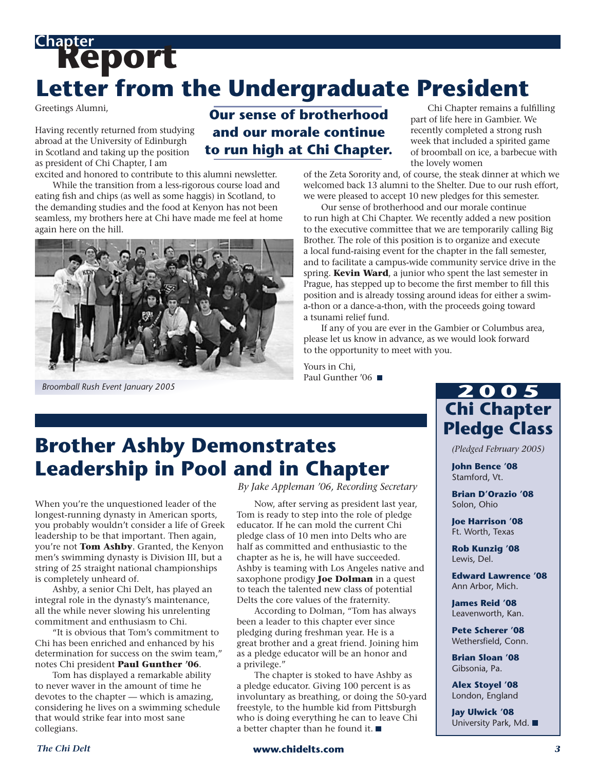# Chapter Report

## Letter from the Undergraduate President

Greetings Alumni,

Having recently returned from studying abroad at the University of Edinburgh in Scotland and taking up the position as president of Chi Chapter, I am excited and honored to contribute to this alumni newsletter.

While the transition from a less-rigorous course load and eating fish and chips (as well as some haggis) in Scotland, to the demanding studies and the food at Kenyon has not been seamless, my brothers here at Chi have made me feel at home again here on the hill.

Broomball Rush Event January 2005

**Our sense of brotherhood and our morale continue to run high at Chi Chapter.**

Chi Chapter remains a fulfilling part of life here in Gambier. We recently completed a strong rush week that included a spirited game of broomball on ice, a barbecue with the lovely women of the Zeta Sorority and, of course, the steak dinner at which we welcomed back 13 alumni to the Shelter. Due to our rush effort, we were pleased to accept 10 new pledges for this semester.

Our sense of brotherhood and our morale continue to run high at Chi Chapter. We recently added a new position to the executive committee that we are temporarily calling Big Brother. The role of this position is to organize and execute a local fund-raising event for the chapter in the fall semester, and to facilitate a campus-wide community service drive in the spring. **Kevin Ward**, a junior who spent the last semester in Prague, has stepped up to become the first member to fill this position and is already tossing around ideas for either a swim-a-thon or a dance-a-thon, with the proceeds going toward a tsunami relief fund.

If any of you are ever in the Gambier or Columbus area, please let us know in advance, as we would look forward to the opportunity to meet with you.

Yours in Chi,
Paul Gunther '06

## Brother Ashby Demonstrates Leadership in Pool and in Chapter

*By Jake Appleman '06, Recording Secretary*

When you're the unquestioned leader of the longest-running dynasty in American sports, you probably wouldn't consider a life of Greek leadership to be that important. Then again, you're not **Tom Ashby**. Granted, the Kenyon men's swimming dynasty is Division III, but a string of 25 straight national championships is completely unheard of.

Ashby, a senior Chi Delt, has played an integral role in the dynasty's maintenance, all the while never slowing his unrelenting commitment and enthusiasm to Chi.

"It is obvious that Tom's commitment to Chi has been enriched and enhanced by his determination for success on the swim team," notes Chi president **Paul Gunther '06**.

Tom has displayed a remarkable ability to never waver in the amount of time he devotes to the chapter — which is amazing, considering he lives on a swimming schedule that would strike fear into most sane collegians.

Now, after serving as president last year, Tom is ready to step into the role of pledge educator. If he can mold the current Chi pledge class of 10 men into Delts who are half as committed and enthusiastic to the chapter as he is, he will have succeeded. Ashby is teaming with Los Angeles native and saxophone prodigy **Joe Dolman** in a quest to teach the talented new class of potential Delts the core values of the fraternity.

According to Dolman, "Tom has always been a leader to this chapter ever since pledging during freshman year. He is a great brother and a great friend. Joining him as a pledge educator will be an honor and a privilege."

The chapter is stoked to have Ashby as a pledge educator. Giving 100 percent is as involuntary as breathing, or doing the 50-yard freestyle, to the humble kid from Pittsburgh who is doing everything he can to leave Chi a better chapter than he found it.

## 2005 Chi Chapter Pledge Class

*(Pledged February 2005)*

**John Bence '08**
Stamford, Vt.

**Brian D'Orazio '08**
Solon, Ohio

**Joe Harrison '08**
Ft. Worth, Texas

**Rob Kunzig '08**
Lewis, Del.

**Edward Lawrence '08**
Ann Arbor, Mich.

**James Reid '08**
Leavenworth, Kan.

**Pete Scherer '08**
Wethersfield, Conn.

**Brian Sloan '08**
Gibsonia, Pa.

**Alex Stoyel '08**
London, England

**Jay Ulwick '08**
University Park, Md.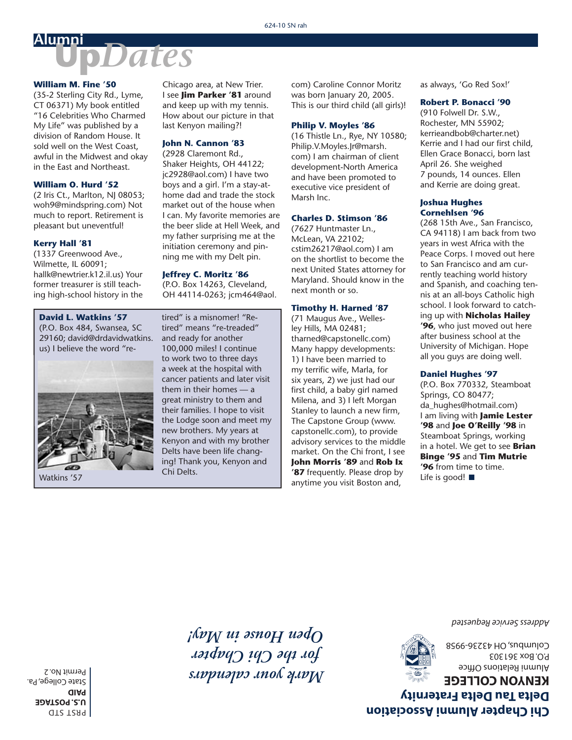# Alumni UpDates

**William M. Fine '50**
(35-2 Sterling City Rd., Lyme, CT 06371) My book entitled "16 Celebrities Who Charmed My Life" was published by a division of Random House. It sold well on the West Coast, awful in the Midwest and okay in the East and Northeast.

**William O. Hurd '52**
(2 Iris Ct., Marlton, NJ 08053; woh9@mindspring.com) Not much to report. Retirement is pleasant but uneventful!

**Kerry Hall '81**
(1337 Greenwood Ave., Wilmette, IL 60091; hallk@newtrier.k12.il.us) Your former treasurer is still teaching high-school history in the Chicago area, at New Trier. I see **Jim Parker '81** around and keep up with my tennis. How about our picture in that last Kenyon mailing?!

**John N. Cannon '83**
(2928 Claremont Rd., Shaker Heights, OH 44122; jc2928@aol.com) I have two boys and a girl. I'm a stay-at-home dad and trade the stock market out of the house when I can. My favorite memories are the beer slide at Hell Week, and my father surprising me at the initiation ceremony and pinning me with my Delt pin.

**Jeffrey C. Moritz '86**
(P.O. Box 14263, Cleveland, OH 44114-0263; jcm464@aol.com) Caroline Connor Moritz was born January 20, 2005. This is our third child (all girls)!

**Philip V. Moyles '86**
(16 Thistle Ln., Rye, NY 10580; Philip.V.Moyles.Jr@marsh.com) I am chairman of client development-North America and have been promoted to executive vice president of Marsh Inc.

**Charles D. Stimson '86**
(7627 Huntmaster Ln., McLean, VA 22102; cstim26217@aol.com) I am on the shortlist to become the next United States attorney for Maryland. Should know in the next month or so.

**Timothy H. Harned '87**
(71 Maugus Ave., Wellesley Hills, MA 02481; tharned@capstonellc.com) Many happy developments: 1) I have been married to my terrific wife, Marla, for six years, 2) we just had our first child, a baby girl named Milena, and 3) I left Morgan Stanley to launch a new firm, The Capstone Group (www.capstonellc.com), to provide advisory services to the middle market. On the Chi front, I see **John Morris '89** and **Rob Ix '87** frequently. Please drop by anytime you visit Boston and, as always, 'Go Red Sox!'

**Robert P. Bonacci '90**
(910 Folwell Dr. S.W., Rochester, MN 55902; kerrieandbob@charter.net) Kerrie and I had our first child, Ellen Grace Bonacci, born last April 26. She weighed 7 pounds, 14 ounces. Ellen and Kerrie are doing great.

**Joshua Hughes Cornehlsen '96**
(268 15th Ave., San Francisco, CA 94118) I am back from two years in west Africa with the Peace Corps. I moved out here to San Francisco and am currently teaching world history and Spanish, and coaching tennis at an all-boys Catholic high school. I look forward to catching up with **Nicholas Hailey '96**, who just moved out here after business school at the University of Michigan. Hope all you guys are doing well.

**Daniel Hughes '97**
(P.O. Box 770332, Steamboat Springs, CO 80477; da_hughes@hotmail.com) I am living with **Jamie Lester '98** and **Joe O'Reilly '98** in Steamboat Springs, working in a hotel. We get to see **Brian Binge '95** and **Tim Mutrie '96** from time to time. Life is good! ■

**David L. Watkins '57**
(P.O. Box 484, Swansea, SC 29160; david@drdavidwatkins.us) I believe the word "retired" is a misnomer! "Retired" means "re-treaded" and ready for another 100,000 miles! I continue to work two to three days a week at the hospital with cancer patients and later visit them in their homes — a great ministry to them and their families. I hope to visit the Lodge soon and meet my new brothers. My years at Kenyon and with my brother Delts have been life changing! Thank you, Kenyon and Chi Delts.

Watkins '57

---

**Chi Chapter Alumni Association**
**Delta Tau Delta Fraternity**
**KENYON COLLEGE**
Alumni Relations Office
P.O. Box 361303
Columbus, OH 43236-9958

*Address Service Requested*

*Mark your calendars for the Chi Chapter Open House in May!*

PRST STD
**U.S. POSTAGE**
**PAID**
State College, Pa.
Permit No. 2